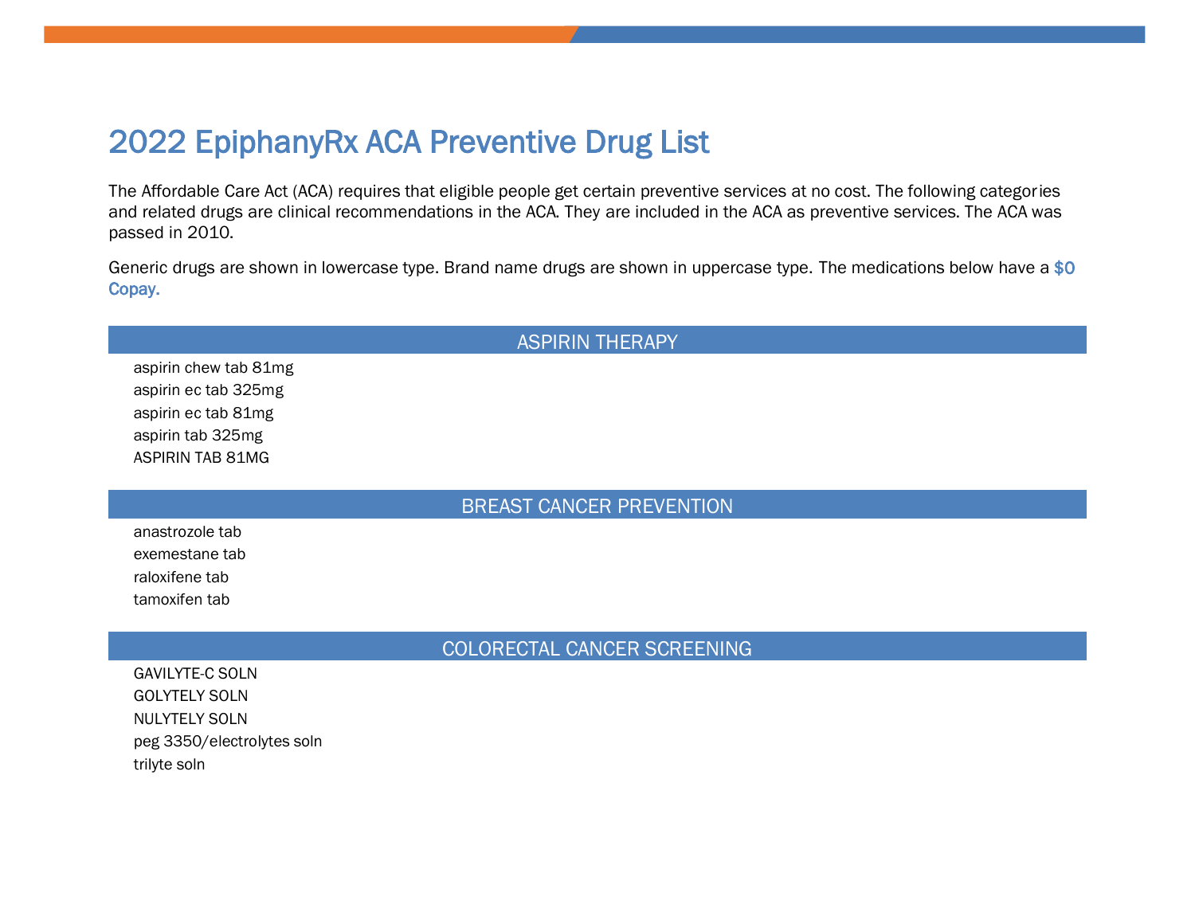# 2022 EpiphanyRx ACA Preventive Drug List

The Affordable Care Act (ACA) requires that eligible people get certain preventive services at no cost. The following categories and related drugs are clinical recommendations in the ACA. They are included in the ACA as preventive services. The ACA was passed in 2010.

Generic drugs are shown in lowercase type. Brand name drugs are shown in uppercase type. The medications below have a **$0 Copay.**

## ASPIRIN THERAPY

- aspirin chew tab 81mg
- aspirin ec tab 325mg
- aspirin ec tab 81mg
- aspirin tab 325mg
- ASPIRIN TAB 81MG

## BREAST CANCER PREVENTION

- anastrozole tab
- exemestane tab
- raloxifene tab
- tamoxifen tab

## COLORECTAL CANCER SCREENING

- GAVILYTE-C SOLN
- GOLYTELY SOLN
- NULYTELY SOLN
- peg 3350/electrolytes soln
- trilyte soln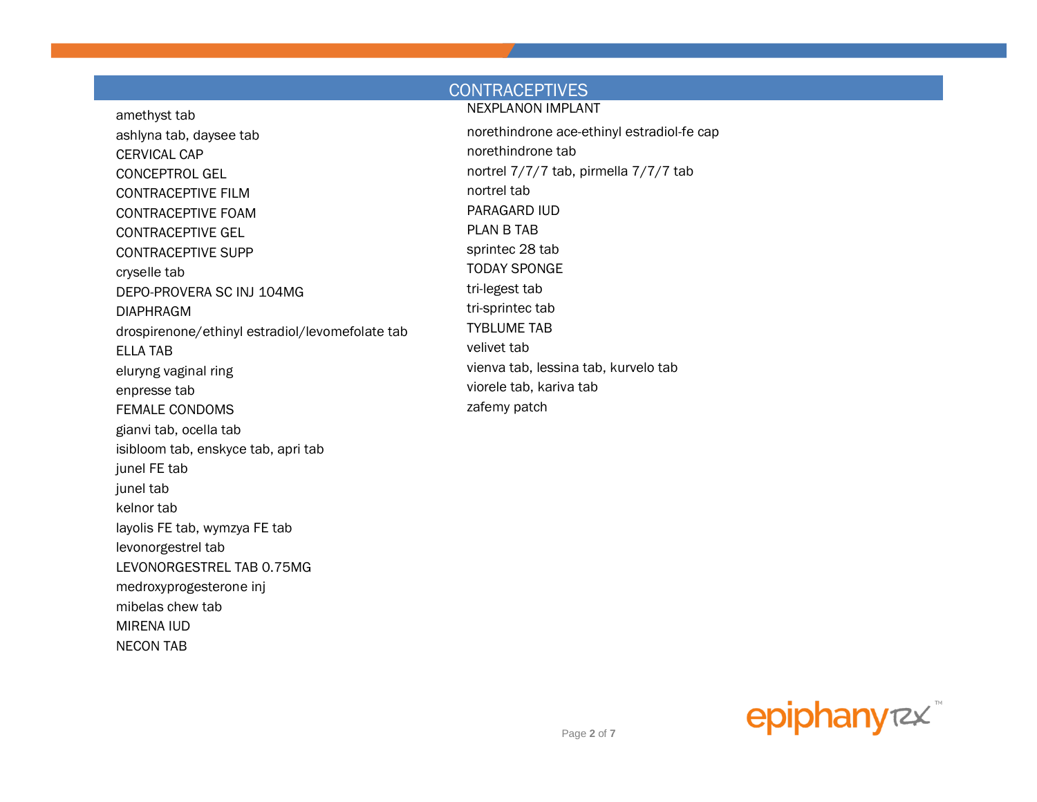## CONTRACEPTIVES

amethyst tab
ashlyna tab, daysee tab
CERVICAL CAP
CONCEPTROL GEL
CONTRACEPTIVE FILM
CONTRACEPTIVE FOAM
CONTRACEPTIVE GEL
CONTRACEPTIVE SUPP
cryselle tab
DEPO-PROVERA SC INJ 104MG
DIAPHRAGM
drospirenone/ethinyl estradiol/levomefolate tab
ELLA TAB
eluryng vaginal ring
enpresse tab
FEMALE CONDOMS
gianvi tab, ocella tab
isibloom tab, enskyce tab, apri tab
junel FE tab
junel tab
kelnor tab
layolis FE tab, wymzya FE tab
levonorgestrel tab
LEVONORGESTREL TAB 0.75MG
medroxyprogesterone inj
mibelas chew tab
MIRENA IUD
NECON TAB
NEXPLANON IMPLANT
norethindrone ace-ethinyl estradiol-fe cap
norethindrone tab
nortrel 7/7/7 tab, pirmella 7/7/7 tab
nortrel tab
PARAGARD IUD
PLAN B TAB
sprintec 28 tab
TODAY SPONGE
tri-legest tab
tri-sprintec tab
TYBLUME TAB
velivet tab
vienva tab, lessina tab, kurvelo tab
viorele tab, kariva tab
zafemy patch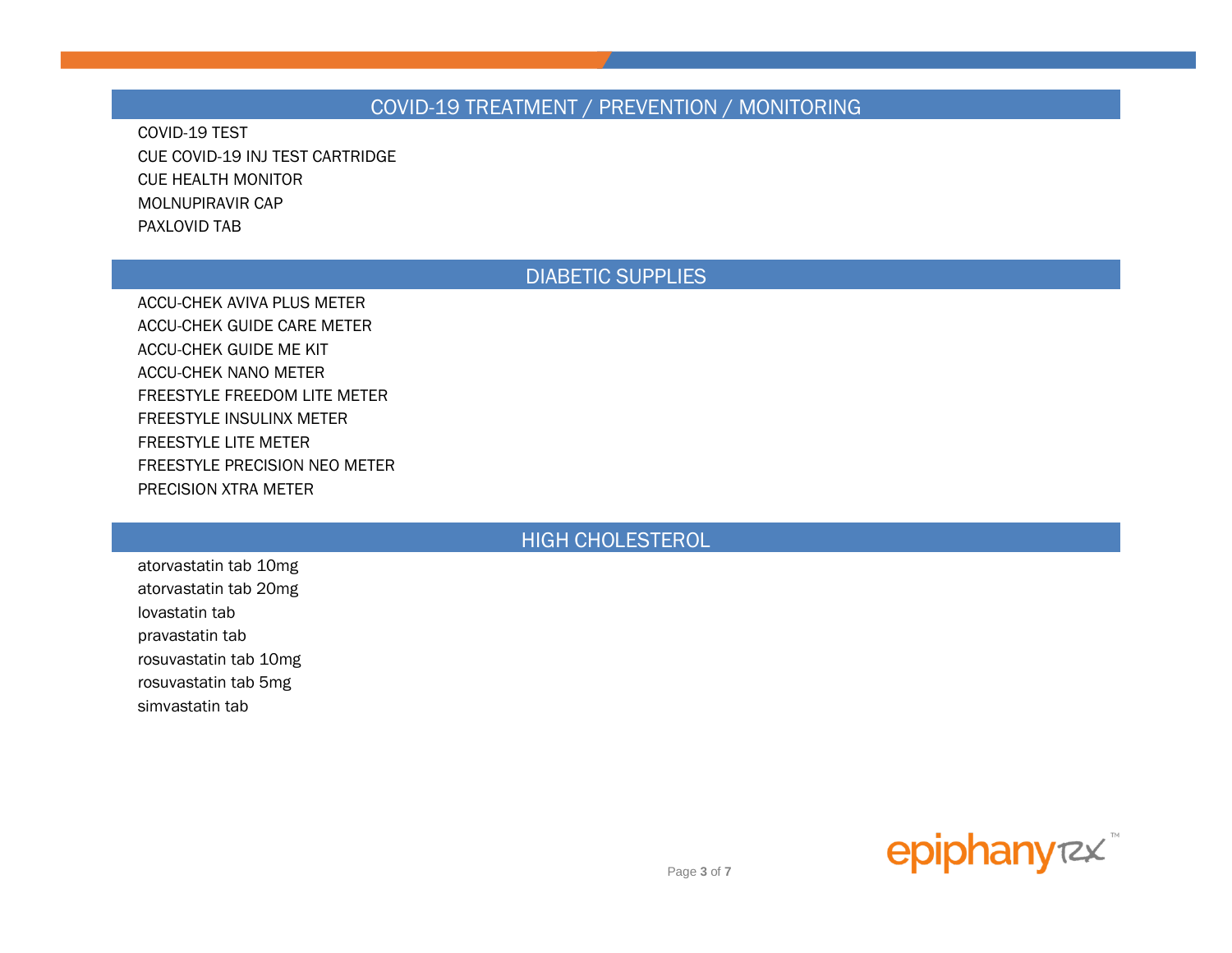## COVID-19 TREATMENT / PREVENTION / MONITORING

COVID-19 TEST
CUE COVID-19 INJ TEST CARTRIDGE
CUE HEALTH MONITOR
MOLNUPIRAVIR CAP
PAXLOVID TAB

## DIABETIC SUPPLIES

ACCU-CHEK AVIVA PLUS METER
ACCU-CHEK GUIDE CARE METER
ACCU-CHEK GUIDE ME KIT
ACCU-CHEK NANO METER
FREESTYLE FREEDOM LITE METER
FREESTYLE INSULINX METER
FREESTYLE LITE METER
FREESTYLE PRECISION NEO METER
PRECISION XTRA METER

## HIGH CHOLESTEROL

atorvastatin tab 10mg
atorvastatin tab 20mg
lovastatin tab
pravastatin tab
rosuvastatin tab 10mg
rosuvastatin tab 5mg
simvastatin tab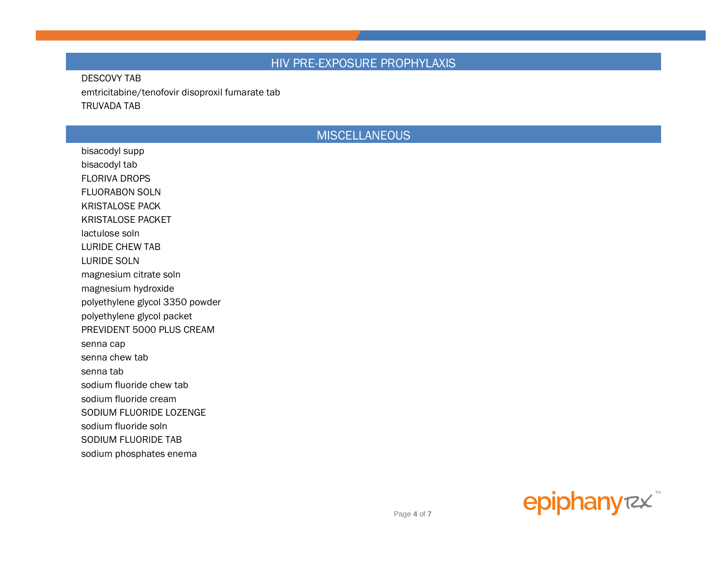## HIV PRE-EXPOSURE PROPHYLAXIS

DESCOVY TAB
emtricitabine/tenofovir disoproxil fumarate tab
TRUVADA TAB

## MISCELLANEOUS

bisacodyl supp
bisacodyl tab
FLORIVA DROPS
FLUORABON SOLN
KRISTALOSE PACK
KRISTALOSE PACKET
lactulose soln
LURIDE CHEW TAB
LURIDE SOLN
magnesium citrate soln
magnesium hydroxide
polyethylene glycol 3350 powder
polyethylene glycol packet
PREVIDENT 5000 PLUS CREAM
senna cap
senna chew tab
senna tab
sodium fluoride chew tab
sodium fluoride cream
SODIUM FLUORIDE LOZENGE
sodium fluoride soln
SODIUM FLUORIDE TAB
sodium phosphates enema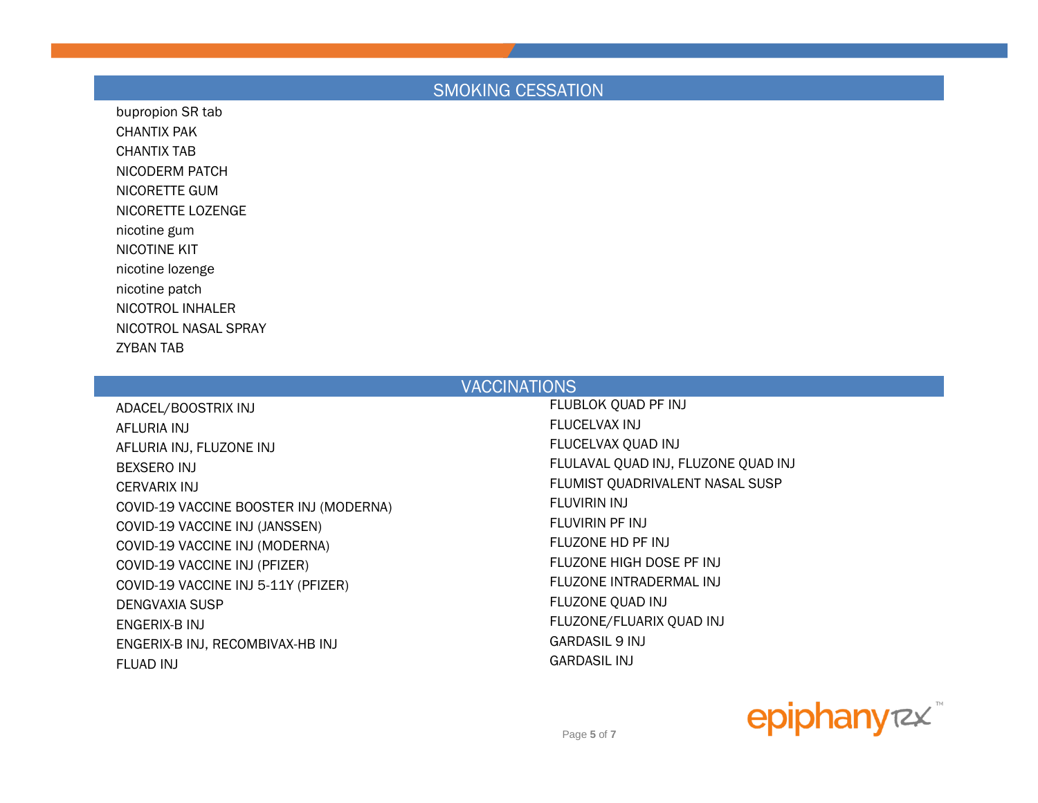## SMOKING CESSATION

bupropion SR tab
CHANTIX PAK
CHANTIX TAB
NICODERM PATCH
NICORETTE GUM
NICORETTE LOZENGE
nicotine gum
NICOTINE KIT
nicotine lozenge
nicotine patch
NICOTROL INHALER
NICOTROL NASAL SPRAY
ZYBAN TAB

## VACCINATIONS

ADACEL/BOOSTRIX INJ
AFLURIA INJ
AFLURIA INJ, FLUZONE INJ
BEXSERO INJ
CERVARIX INJ
COVID-19 VACCINE BOOSTER INJ (MODERNA)
COVID-19 VACCINE INJ (JANSSEN)
COVID-19 VACCINE INJ (MODERNA)
COVID-19 VACCINE INJ (PFIZER)
COVID-19 VACCINE INJ 5-11Y (PFIZER)
DENGVAXIA SUSP
ENGERIX-B INJ
ENGERIX-B INJ, RECOMBIVAX-HB INJ
FLUAD INJ
FLUBLOK QUAD PF INJ
FLUCELVAX INJ
FLUCELVAX QUAD INJ
FLULAVAL QUAD INJ, FLUZONE QUAD INJ
FLUMIST QUADRIVALENT NASAL SUSP
FLUVIRIN INJ
FLUVIRIN PF INJ
FLUZONE HD PF INJ
FLUZONE HIGH DOSE PF INJ
FLUZONE INTRADERMAL INJ
FLUZONE QUAD INJ
FLUZONE/FLUARIX QUAD INJ
GARDASIL 9 INJ
GARDASIL INJ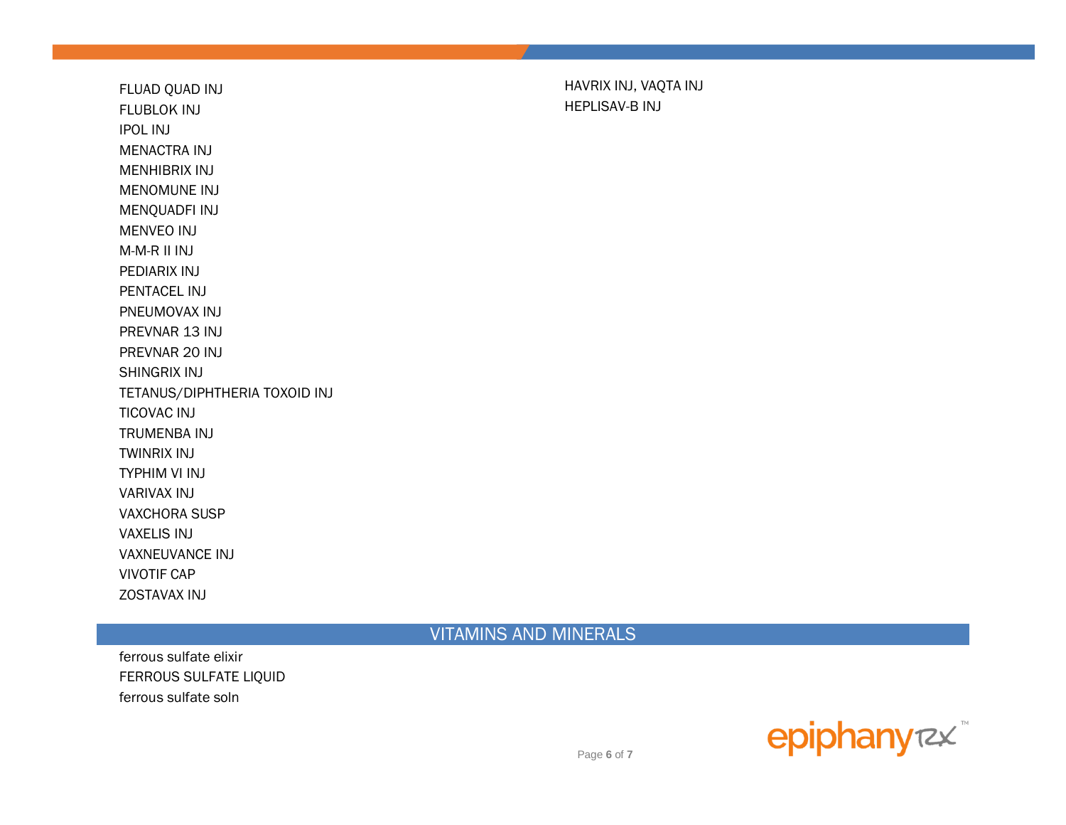FLUAD QUAD INJ
FLUBLOK INJ
IPOL INJ
MENACTRA INJ
MENHIBRIX INJ
MENOMUNE INJ
MENQUADFI INJ
MENVEO INJ
M-M-R II INJ
PEDIARIX INJ
PENTACEL INJ
PNEUMOVAX INJ
PREVNAR 13 INJ
PREVNAR 20 INJ
SHINGRIX INJ
TETANUS/DIPHTHERIA TOXOID INJ
TICOVAC INJ
TRUMENBA INJ
TWINRIX INJ
TYPHIM VI INJ
VARIVAX INJ
VAXCHORA SUSP
VAXELIS INJ
VAXNEUVANCE INJ
VIVOTIF CAP
ZOSTAVAX INJ

HAVRIX INJ, VAQTA INJ
HEPLISAV-B INJ

## VITAMINS AND MINERALS

ferrous sulfate elixir
FERROUS SULFATE LIQUID
ferrous sulfate soln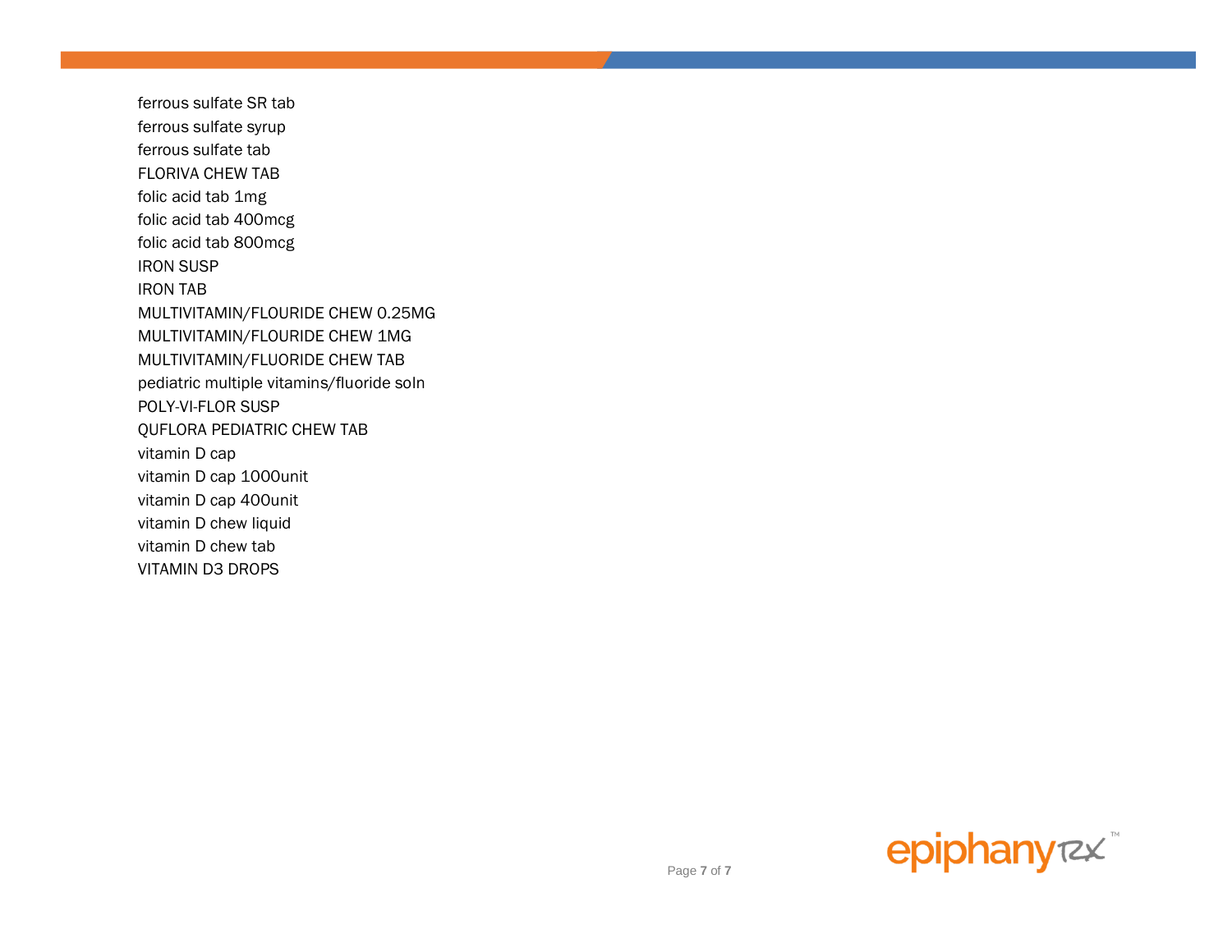ferrous sulfate SR tab
ferrous sulfate syrup
ferrous sulfate tab
FLORIVA CHEW TAB
folic acid tab 1mg
folic acid tab 400mcg
folic acid tab 800mcg
IRON SUSP
IRON TAB
MULTIVITAMIN/FLOURIDE CHEW 0.25MG
MULTIVITAMIN/FLOURIDE CHEW 1MG
MULTIVITAMIN/FLUORIDE CHEW TAB
pediatric multiple vitamins/fluoride soln
POLY-VI-FLOR SUSP
QUFLORA PEDIATRIC CHEW TAB
vitamin D cap
vitamin D cap 1000unit
vitamin D cap 400unit
vitamin D chew liquid
vitamin D chew tab
VITAMIN D3 DROPS

epiphanyRx™